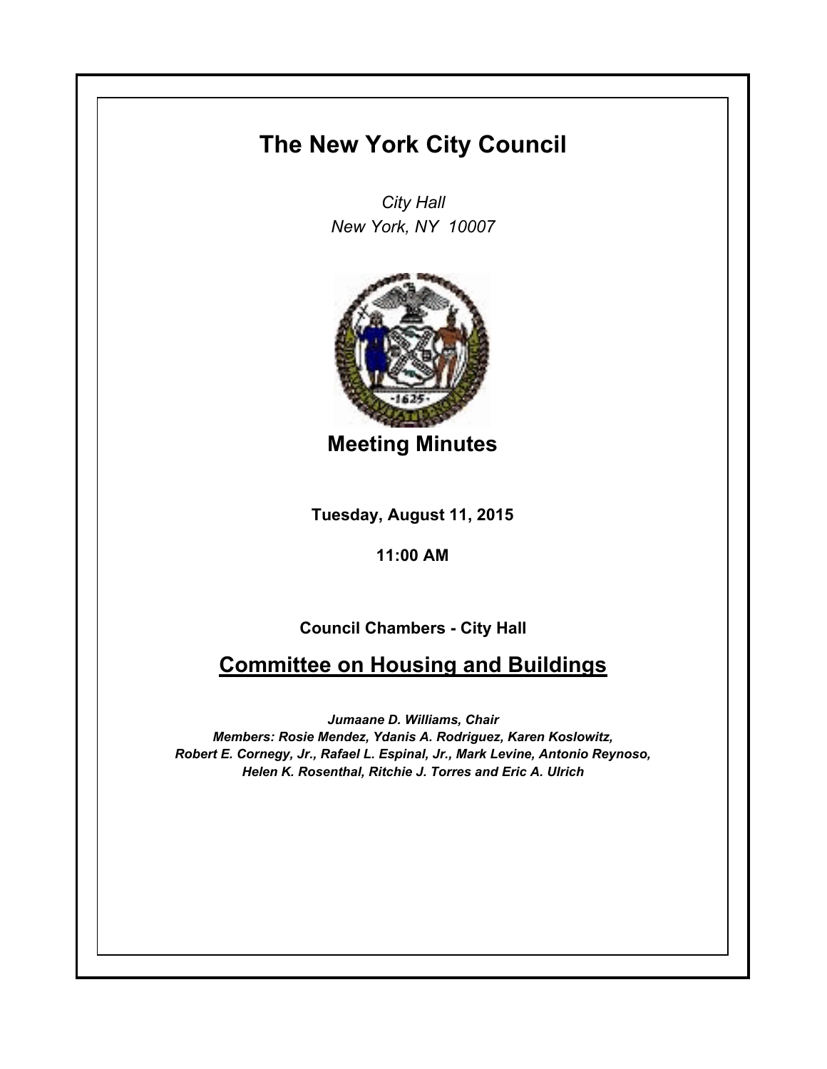# The New York City Council

*City Hall*
*New York, NY 10007*

## Meeting Minutes

**Tuesday, August 11, 2015**

**11:00 AM**

**Council Chambers - City Hall**

## Committee on Housing and Buildings

***Jumaane D. Williams, Chair***
***Members: Rosie Mendez, Ydanis A. Rodriguez, Karen Koslowitz, Robert E. Cornegy, Jr., Rafael L. Espinal, Jr., Mark Levine, Antonio Reynoso, Helen K. Rosenthal, Ritchie J. Torres and Eric A. Ulrich***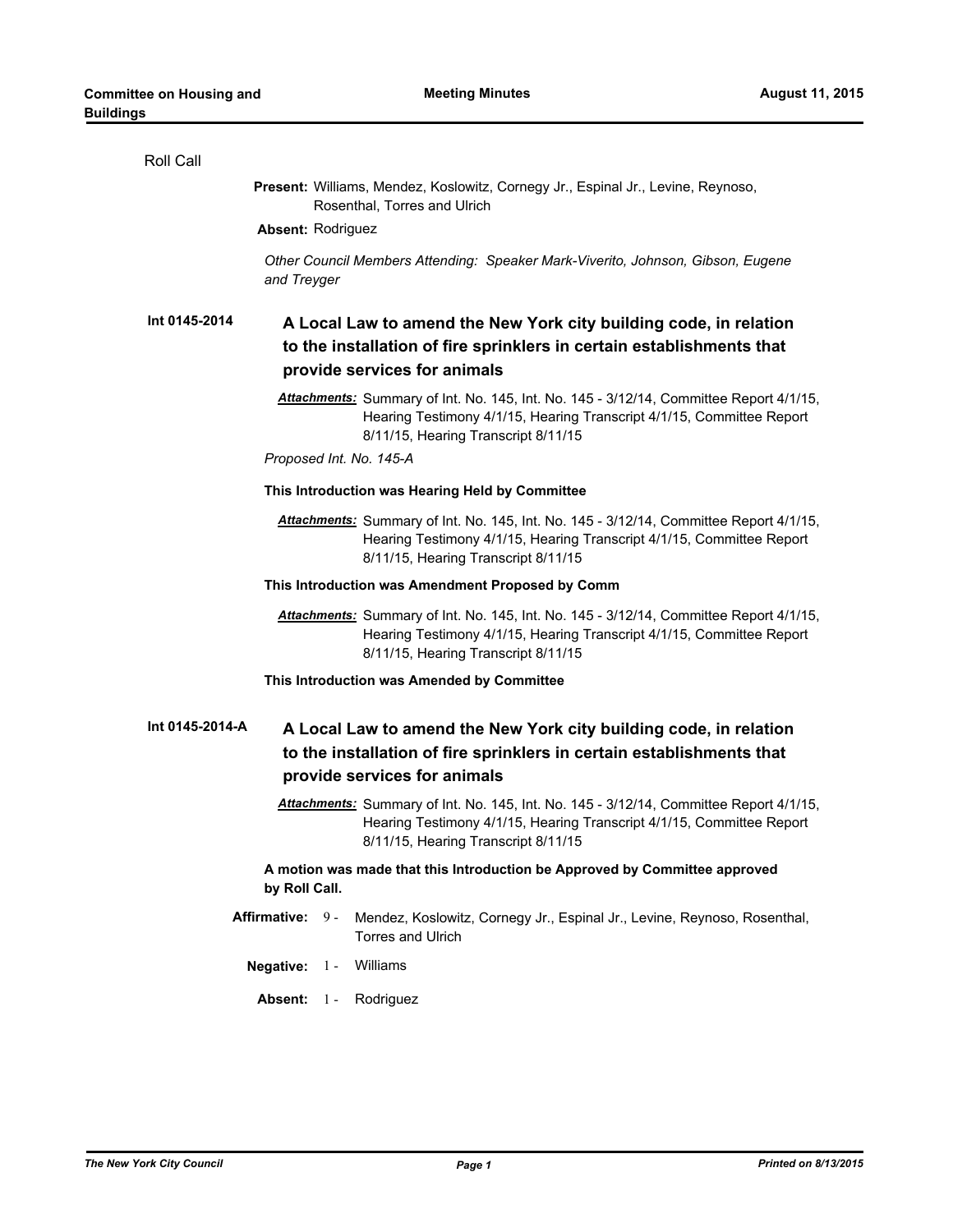Roll Call

**Present:** Williams, Mendez, Koslowitz, Cornegy Jr., Espinal Jr., Levine, Reynoso, Rosenthal, Torres and Ulrich

**Absent:** Rodriguez

*Other Council Members Attending: Speaker Mark-Viverito, Johnson, Gibson, Eugene and Treyger*

**Int 0145-2014**

## A Local Law to amend the New York city building code, in relation to the installation of fire sprinklers in certain establishments that provide services for animals

***Attachments:*** Summary of Int. No. 145, Int. No. 145 - 3/12/14, Committee Report 4/1/15, Hearing Testimony 4/1/15, Hearing Transcript 4/1/15, Committee Report 8/11/15, Hearing Transcript 8/11/15

*Proposed Int. No. 145-A*

**This Introduction was Hearing Held by Committee**

***Attachments:*** Summary of Int. No. 145, Int. No. 145 - 3/12/14, Committee Report 4/1/15, Hearing Testimony 4/1/15, Hearing Transcript 4/1/15, Committee Report 8/11/15, Hearing Transcript 8/11/15

**This Introduction was Amendment Proposed by Comm**

***Attachments:*** Summary of Int. No. 145, Int. No. 145 - 3/12/14, Committee Report 4/1/15, Hearing Testimony 4/1/15, Hearing Transcript 4/1/15, Committee Report 8/11/15, Hearing Transcript 8/11/15

**This Introduction was Amended by Committee**

**Int 0145-2014-A**

## A Local Law to amend the New York city building code, in relation to the installation of fire sprinklers in certain establishments that provide services for animals

***Attachments:*** Summary of Int. No. 145, Int. No. 145 - 3/12/14, Committee Report 4/1/15, Hearing Testimony 4/1/15, Hearing Transcript 4/1/15, Committee Report 8/11/15, Hearing Transcript 8/11/15

**A motion was made that this Introduction be Approved by Committee approved by Roll Call.**

**Affirmative:** 9 - Mendez, Koslowitz, Cornegy Jr., Espinal Jr., Levine, Reynoso, Rosenthal, Torres and Ulrich

**Negative:** 1 - Williams

**Absent:** 1 - Rodriguez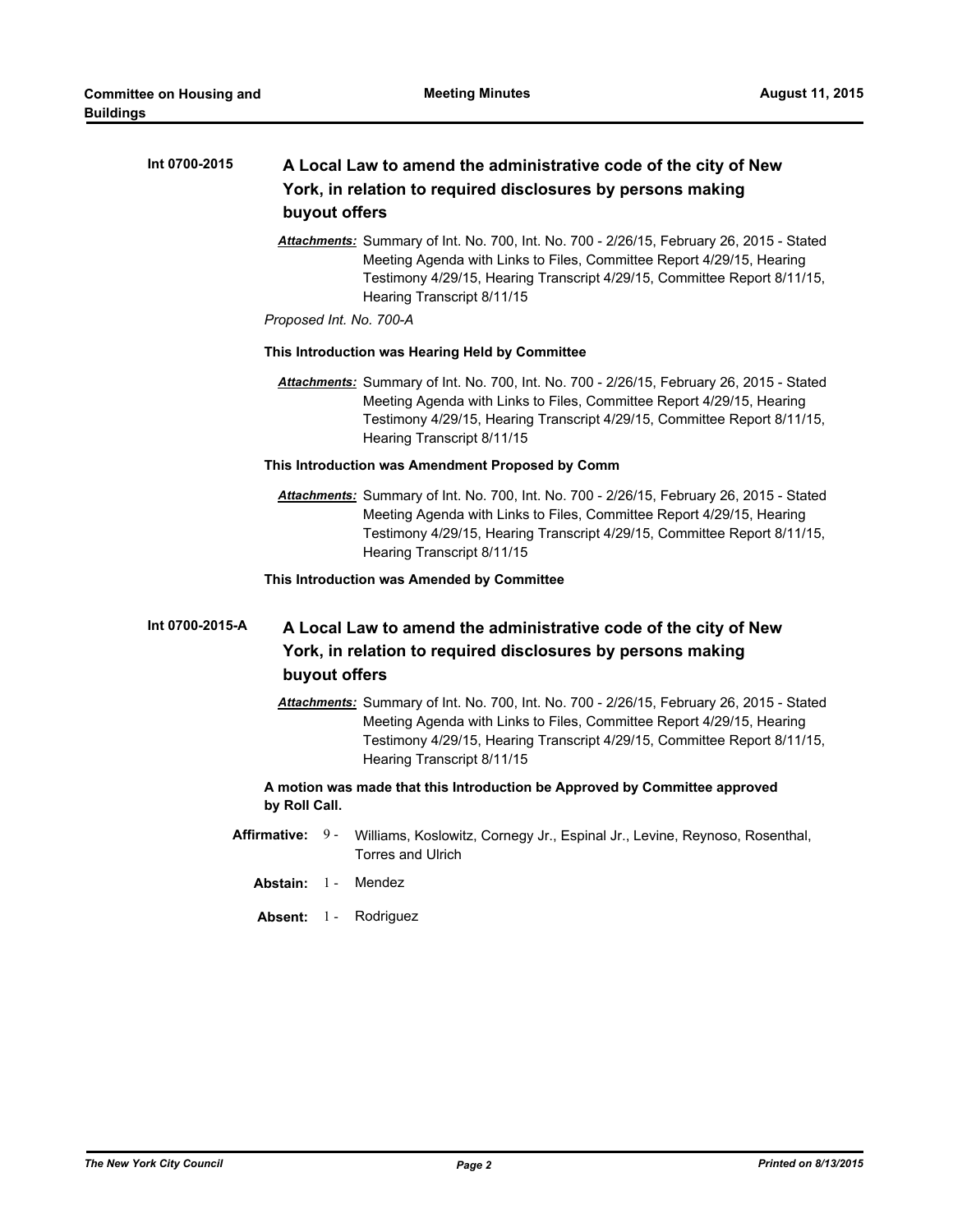**Int 0700-2015** **A Local Law to amend the administrative code of the city of New York, in relation to required disclosures by persons making buyout offers**

***Attachments:*** Summary of Int. No. 700, Int. No. 700 - 2/26/15, February 26, 2015 - Stated Meeting Agenda with Links to Files, Committee Report 4/29/15, Hearing Testimony 4/29/15, Hearing Transcript 4/29/15, Committee Report 8/11/15, Hearing Transcript 8/11/15

*Proposed Int. No. 700-A*

**This Introduction was Hearing Held by Committee**

***Attachments:*** Summary of Int. No. 700, Int. No. 700 - 2/26/15, February 26, 2015 - Stated Meeting Agenda with Links to Files, Committee Report 4/29/15, Hearing Testimony 4/29/15, Hearing Transcript 4/29/15, Committee Report 8/11/15, Hearing Transcript 8/11/15

**This Introduction was Amendment Proposed by Comm**

***Attachments:*** Summary of Int. No. 700, Int. No. 700 - 2/26/15, February 26, 2015 - Stated Meeting Agenda with Links to Files, Committee Report 4/29/15, Hearing Testimony 4/29/15, Hearing Transcript 4/29/15, Committee Report 8/11/15, Hearing Transcript 8/11/15

**This Introduction was Amended by Committee**

**Int 0700-2015-A** **A Local Law to amend the administrative code of the city of New York, in relation to required disclosures by persons making buyout offers**

***Attachments:*** Summary of Int. No. 700, Int. No. 700 - 2/26/15, February 26, 2015 - Stated Meeting Agenda with Links to Files, Committee Report 4/29/15, Hearing Testimony 4/29/15, Hearing Transcript 4/29/15, Committee Report 8/11/15, Hearing Transcript 8/11/15

**A motion was made that this Introduction be Approved by Committee approved by Roll Call.**

**Affirmative:** 9 - Williams, Koslowitz, Cornegy Jr., Espinal Jr., Levine, Reynoso, Rosenthal, Torres and Ulrich

**Abstain:** 1 - Mendez

**Absent:** 1 - Rodriguez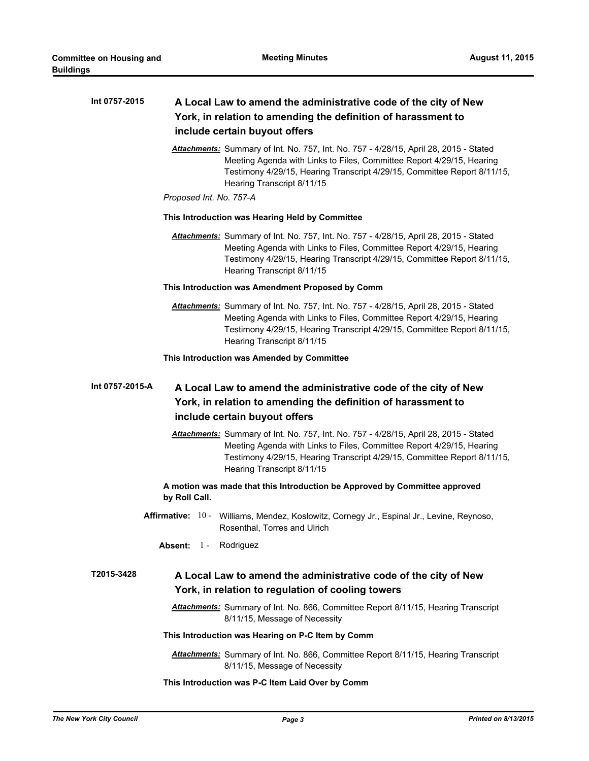**Int 0757-2015** **A Local Law to amend the administrative code of the city of New York, in relation to amending the definition of harassment to include certain buyout offers**

***Attachments:*** Summary of Int. No. 757, Int. No. 757 - 4/28/15, April 28, 2015 - Stated Meeting Agenda with Links to Files, Committee Report 4/29/15, Hearing Testimony 4/29/15, Hearing Transcript 4/29/15, Committee Report 8/11/15, Hearing Transcript 8/11/15

*Proposed Int. No. 757-A*

**This Introduction was Hearing Held by Committee**

***Attachments:*** Summary of Int. No. 757, Int. No. 757 - 4/28/15, April 28, 2015 - Stated Meeting Agenda with Links to Files, Committee Report 4/29/15, Hearing Testimony 4/29/15, Hearing Transcript 4/29/15, Committee Report 8/11/15, Hearing Transcript 8/11/15

**This Introduction was Amendment Proposed by Comm**

***Attachments:*** Summary of Int. No. 757, Int. No. 757 - 4/28/15, April 28, 2015 - Stated Meeting Agenda with Links to Files, Committee Report 4/29/15, Hearing Testimony 4/29/15, Hearing Transcript 4/29/15, Committee Report 8/11/15, Hearing Transcript 8/11/15

**This Introduction was Amended by Committee**

**Int 0757-2015-A** **A Local Law to amend the administrative code of the city of New York, in relation to amending the definition of harassment to include certain buyout offers**

***Attachments:*** Summary of Int. No. 757, Int. No. 757 - 4/28/15, April 28, 2015 - Stated Meeting Agenda with Links to Files, Committee Report 4/29/15, Hearing Testimony 4/29/15, Hearing Transcript 4/29/15, Committee Report 8/11/15, Hearing Transcript 8/11/15

**A motion was made that this Introduction be Approved by Committee approved by Roll Call.**

**Affirmative:** 10 - Williams, Mendez, Koslowitz, Cornegy Jr., Espinal Jr., Levine, Reynoso, Rosenthal, Torres and Ulrich

**Absent:** 1 - Rodriguez

**T2015-3428** **A Local Law to amend the administrative code of the city of New York, in relation to regulation of cooling towers**

***Attachments:*** Summary of Int. No. 866, Committee Report 8/11/15, Hearing Transcript 8/11/15, Message of Necessity

**This Introduction was Hearing on P-C Item by Comm**

***Attachments:*** Summary of Int. No. 866, Committee Report 8/11/15, Hearing Transcript 8/11/15, Message of Necessity

**This Introduction was P-C Item Laid Over by Comm**